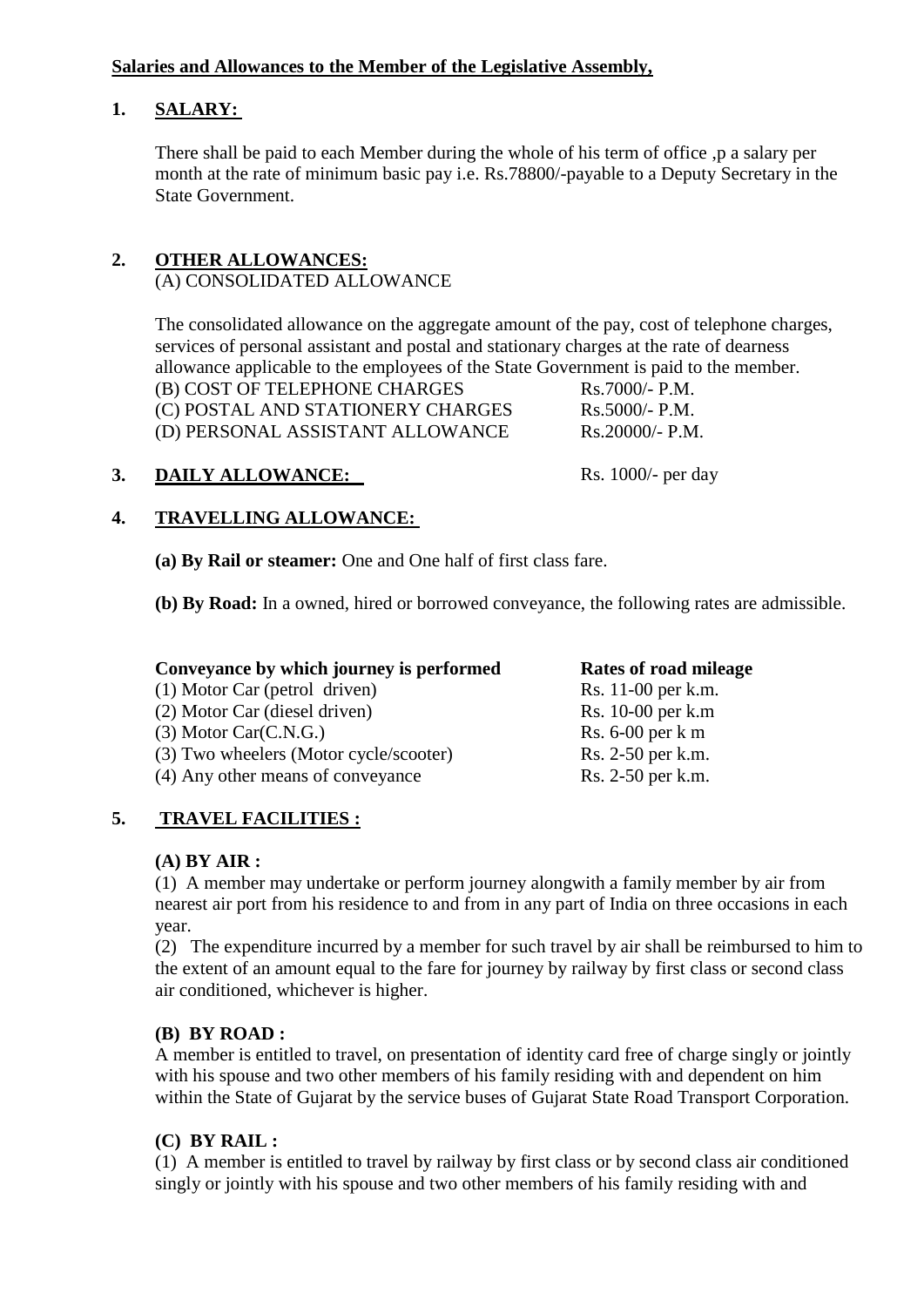**Salaries and Allowances to the Member of the Legislative Assembly,**

## 1. SALARY:

There shall be paid to each Member during the whole of his term of office ,p a salary per month at the rate of minimum basic pay i.e. Rs.78800/-payable to a Deputy Secretary in the State Government.

## 2. OTHER ALLOWANCES:

(A) CONSOLIDATED ALLOWANCE

The consolidated allowance on the aggregate amount of the pay, cost of telephone charges, services of personal assistant and postal and stationary charges at the rate of dearness allowance applicable to the employees of the State Government is paid to the member.

| | |
|---|---|
| (B) COST OF TELEPHONE CHARGES | Rs.7000/- P.M. |
| (C) POSTAL AND STATIONERY CHARGES | Rs.5000/- P.M. |
| (D) PERSONAL ASSISTANT ALLOWANCE | Rs.20000/- P.M. |

## 3. DAILY ALLOWANCE: Rs. 1000/- per day

## 4. TRAVELLING ALLOWANCE:

**(a) By Rail or steamer:** One and One half of first class fare.

**(b) By Road:** In a owned, hired or borrowed conveyance, the following rates are admissible.

| Conveyance by which journey is performed | Rates of road mileage |
|---|---|
| (1) Motor Car (petrol driven) | Rs. 11-00 per k.m. |
| (2) Motor Car (diesel driven) | Rs. 10-00 per k.m |
| (3) Motor Car(C.N.G.) | Rs. 6-00 per k m |
| (3) Two wheelers (Motor cycle/scooter) | Rs. 2-50 per k.m. |
| (4) Any other means of conveyance | Rs. 2-50 per k.m. |

## 5. TRAVEL FACILITIES :

### (A) BY AIR :

(1) A member may undertake or perform journey alongwith a family member by air from nearest air port from his residence to and from in any part of India on three occasions in each year.

(2) The expenditure incurred by a member for such travel by air shall be reimbursed to him to the extent of an amount equal to the fare for journey by railway by first class or second class air conditioned, whichever is higher.

### (B) BY ROAD :

A member is entitled to travel, on presentation of identity card free of charge singly or jointly with his spouse and two other members of his family residing with and dependent on him within the State of Gujarat by the service buses of Gujarat State Road Transport Corporation.

### (C) BY RAIL :

(1) A member is entitled to travel by railway by first class or by second class air conditioned singly or jointly with his spouse and two other members of his family residing with and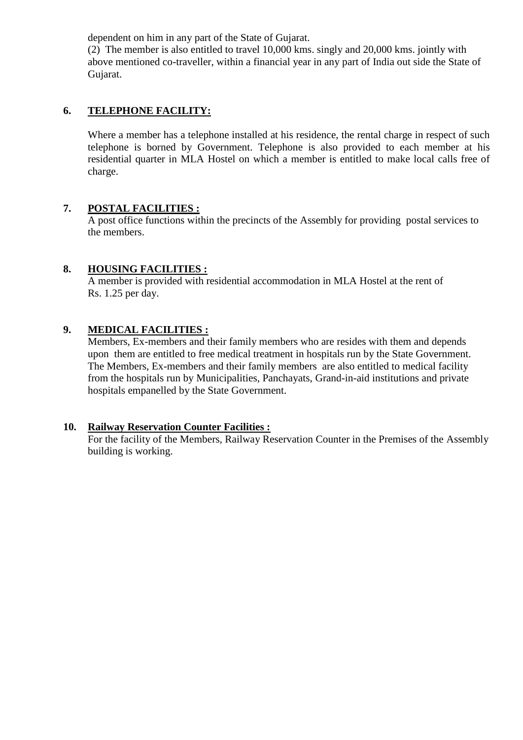dependent on him in any part of the State of Gujarat.

(2) The member is also entitled to travel 10,000 kms. singly and 20,000 kms. jointly with above mentioned co-traveller, within a financial year in any part of India out side the State of Gujarat.

## 6. TELEPHONE FACILITY:

Where a member has a telephone installed at his residence, the rental charge in respect of such telephone is borned by Government. Telephone is also provided to each member at his residential quarter in MLA Hostel on which a member is entitled to make local calls free of charge.

## 7. POSTAL FACILITIES :

A post office functions within the precincts of the Assembly for providing postal services to the members.

## 8. HOUSING FACILITIES :

A member is provided with residential accommodation in MLA Hostel at the rent of Rs. 1.25 per day.

## 9. MEDICAL FACILITIES :

Members, Ex-members and their family members who are resides with them and depends upon them are entitled to free medical treatment in hospitals run by the State Government. The Members, Ex-members and their family members are also entitled to medical facility from the hospitals run by Municipalities, Panchayats, Grand-in-aid institutions and private hospitals empanelled by the State Government.

## 10. Railway Reservation Counter Facilities :

For the facility of the Members, Railway Reservation Counter in the Premises of the Assembly building is working.